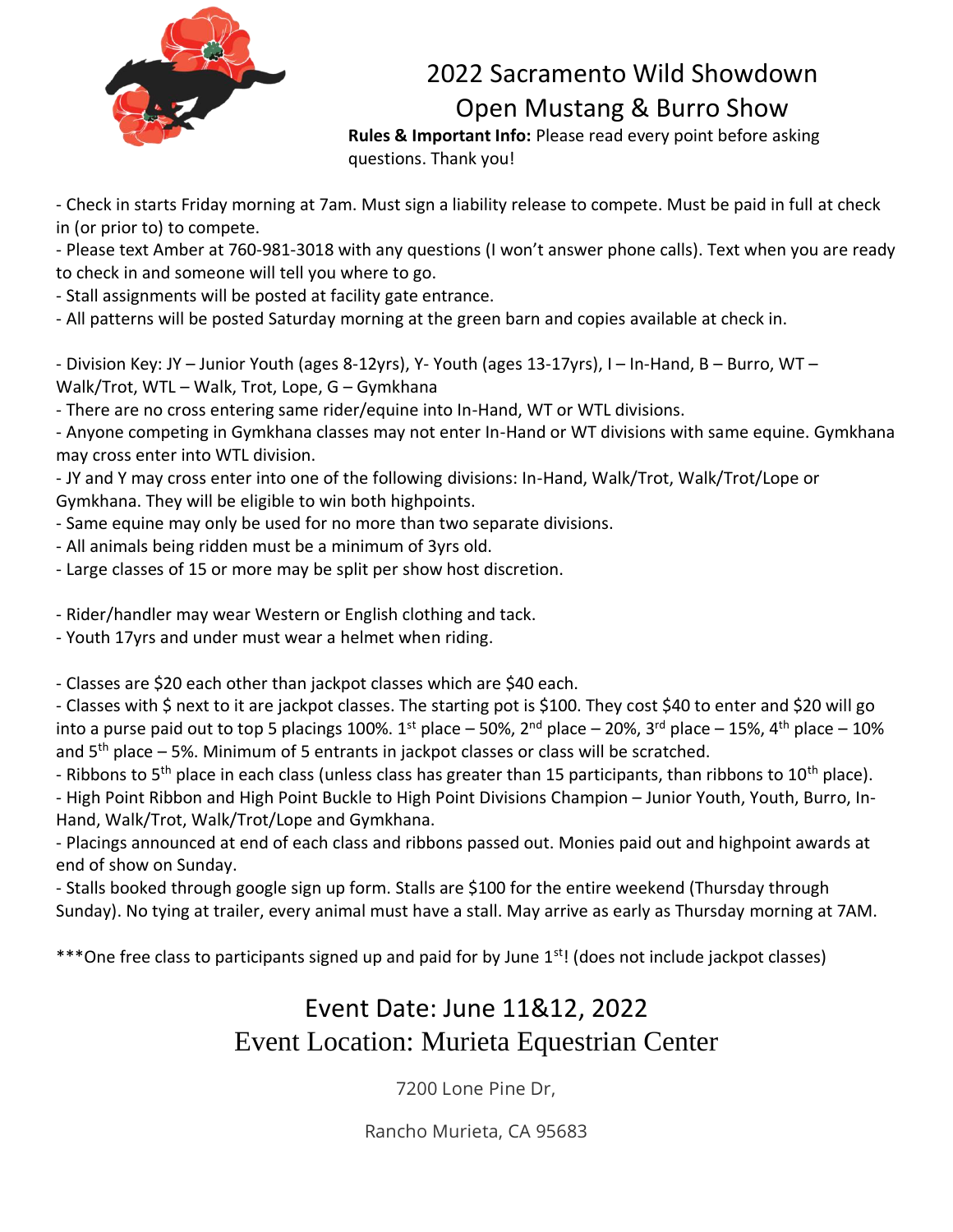# 2022 Sacramento Wild Showdown

# Open Mustang & Burro Show

**Rules & Important Info:** Please read every point before asking questions. Thank you!

- Check in starts Friday morning at 7am. Must sign a liability release to compete. Must be paid in full at check in (or prior to) to compete.
- Please text Amber at 760-981-3018 with any questions (I won't answer phone calls). Text when you are ready to check in and someone will tell you where to go.
- Stall assignments will be posted at facility gate entrance.
- All patterns will be posted Saturday morning at the green barn and copies available at check in.

- Division Key: JY – Junior Youth (ages 8-12yrs), Y- Youth (ages 13-17yrs), I – In-Hand, B – Burro, WT – Walk/Trot, WTL – Walk, Trot, Lope, G – Gymkhana
- There are no cross entering same rider/equine into In-Hand, WT or WTL divisions.
- Anyone competing in Gymkhana classes may not enter In-Hand or WT divisions with same equine. Gymkhana may cross enter into WTL division.
- JY and Y may cross enter into one of the following divisions: In-Hand, Walk/Trot, Walk/Trot/Lope or Gymkhana. They will be eligible to win both highpoints.
- Same equine may only be used for no more than two separate divisions.
- All animals being ridden must be a minimum of 3yrs old.
- Large classes of 15 or more may be split per show host discretion.

- Rider/handler may wear Western or English clothing and tack.
- Youth 17yrs and under must wear a helmet when riding.

- Classes are $20 each other than jackpot classes which are $40 each.
- Classes with $ next to it are jackpot classes. The starting pot is $100. They cost $40 to enter and $20 will go into a purse paid out to top 5 placings 100%. 1st place – 50%, 2nd place – 20%, 3rd place – 15%, 4th place – 10% and 5th place – 5%. Minimum of 5 entrants in jackpot classes or class will be scratched.
- Ribbons to 5th place in each class (unless class has greater than 15 participants, than ribbons to 10th place).
- High Point Ribbon and High Point Buckle to High Point Divisions Champion – Junior Youth, Youth, Burro, In-Hand, Walk/Trot, Walk/Trot/Lope and Gymkhana.
- Placings announced at end of each class and ribbons passed out. Monies paid out and highpoint awards at end of show on Sunday.
- Stalls booked through google sign up form. Stalls are $100 for the entire weekend (Thursday through Sunday). No tying at trailer, every animal must have a stall. May arrive as early as Thursday morning at 7AM.

***One free class to participants signed up and paid for by June 1st! (does not include jackpot classes)

## Event Date: June 11&12, 2022

## Event Location: Murieta Equestrian Center

7200 Lone Pine Dr,

Rancho Murieta, CA 95683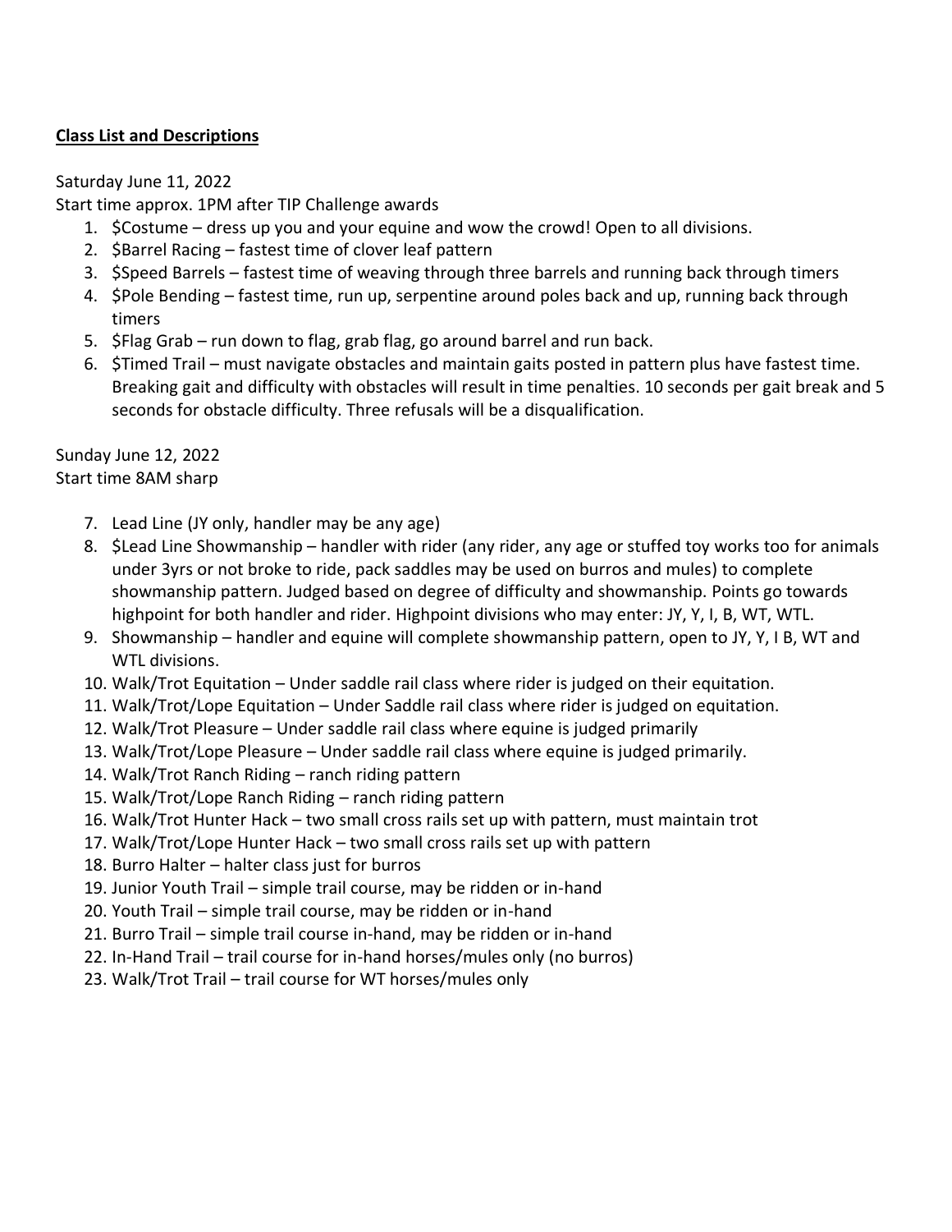**Class List and Descriptions**

Saturday June 11, 2022
Start time approx. 1PM after TIP Challenge awards

1. $Costume – dress up you and your equine and wow the crowd! Open to all divisions.
2. $Barrel Racing – fastest time of clover leaf pattern
3. $Speed Barrels – fastest time of weaving through three barrels and running back through timers
4. $Pole Bending – fastest time, run up, serpentine around poles back and up, running back through timers
5. $Flag Grab – run down to flag, grab flag, go around barrel and run back.
6. $Timed Trail – must navigate obstacles and maintain gaits posted in pattern plus have fastest time. Breaking gait and difficulty with obstacles will result in time penalties. 10 seconds per gait break and 5 seconds for obstacle difficulty. Three refusals will be a disqualification.

Sunday June 12, 2022
Start time 8AM sharp

7. Lead Line (JY only, handler may be any age)
8. $Lead Line Showmanship – handler with rider (any rider, any age or stuffed toy works too for animals under 3yrs or not broke to ride, pack saddles may be used on burros and mules) to complete showmanship pattern. Judged based on degree of difficulty and showmanship. Points go towards highpoint for both handler and rider. Highpoint divisions who may enter: JY, Y, I, B, WT, WTL.
9. Showmanship – handler and equine will complete showmanship pattern, open to JY, Y, I B, WT and WTL divisions.
10. Walk/Trot Equitation – Under saddle rail class where rider is judged on their equitation.
11. Walk/Trot/Lope Equitation – Under Saddle rail class where rider is judged on equitation.
12. Walk/Trot Pleasure – Under saddle rail class where equine is judged primarily
13. Walk/Trot/Lope Pleasure – Under saddle rail class where equine is judged primarily.
14. Walk/Trot Ranch Riding – ranch riding pattern
15. Walk/Trot/Lope Ranch Riding – ranch riding pattern
16. Walk/Trot Hunter Hack – two small cross rails set up with pattern, must maintain trot
17. Walk/Trot/Lope Hunter Hack – two small cross rails set up with pattern
18. Burro Halter – halter class just for burros
19. Junior Youth Trail – simple trail course, may be ridden or in-hand
20. Youth Trail – simple trail course, may be ridden or in-hand
21. Burro Trail – simple trail course in-hand, may be ridden or in-hand
22. In-Hand Trail – trail course for in-hand horses/mules only (no burros)
23. Walk/Trot Trail – trail course for WT horses/mules only